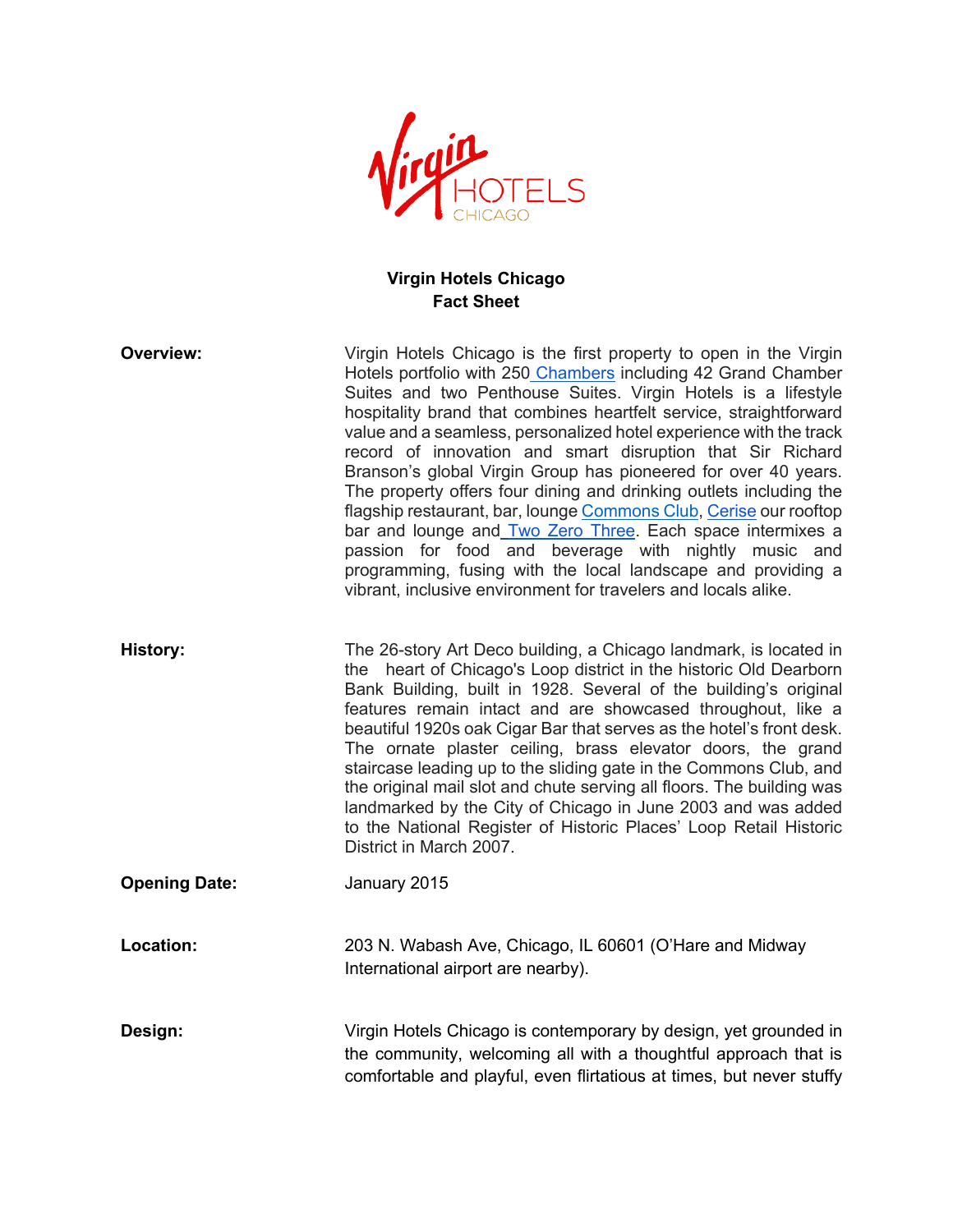# Virgin Hotels Chicago
## Fact Sheet

**Overview:**

Virgin Hotels Chicago is the first property to open in the Virgin Hotels portfolio with 250 Chambers including 42 Grand Chamber Suites and two Penthouse Suites. Virgin Hotels is a lifestyle hospitality brand that combines heartfelt service, straightforward value and a seamless, personalized hotel experience with the track record of innovation and smart disruption that Sir Richard Branson's global Virgin Group has pioneered for over 40 years. The property offers four dining and drinking outlets including the flagship restaurant, bar, lounge Commons Club, Cerise our rooftop bar and lounge and Two Zero Three. Each space intermixes a passion for food and beverage with nightly music and programming, fusing with the local landscape and providing a vibrant, inclusive environment for travelers and locals alike.

**History:**

The 26-story Art Deco building, a Chicago landmark, is located in the heart of Chicago's Loop district in the historic Old Dearborn Bank Building, built in 1928. Several of the building's original features remain intact and are showcased throughout, like a beautiful 1920s oak Cigar Bar that serves as the hotel's front desk. The ornate plaster ceiling, brass elevator doors, the grand staircase leading up to the sliding gate in the Commons Club, and the original mail slot and chute serving all floors. The building was landmarked by the City of Chicago in June 2003 and was added to the National Register of Historic Places' Loop Retail Historic District in March 2007.

**Opening Date:**

January 2015

**Location:**

203 N. Wabash Ave, Chicago, IL 60601 (O'Hare and Midway International airport are nearby).

**Design:**

Virgin Hotels Chicago is contemporary by design, yet grounded in the community, welcoming all with a thoughtful approach that is comfortable and playful, even flirtatious at times, but never stuffy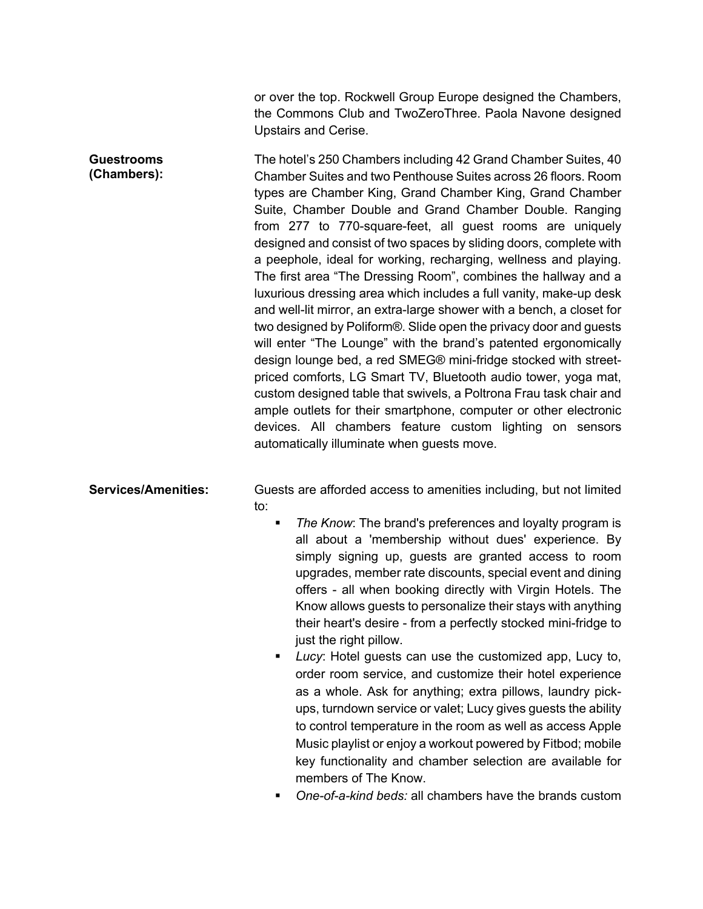or over the top. Rockwell Group Europe designed the Chambers, the Commons Club and TwoZeroThree. Paola Navone designed Upstairs and Cerise.

**Guestrooms (Chambers):**

The hotel's 250 Chambers including 42 Grand Chamber Suites, 40 Chamber Suites and two Penthouse Suites across 26 floors. Room types are Chamber King, Grand Chamber King, Grand Chamber Suite, Chamber Double and Grand Chamber Double. Ranging from 277 to 770-square-feet, all guest rooms are uniquely designed and consist of two spaces by sliding doors, complete with a peephole, ideal for working, recharging, wellness and playing. The first area "The Dressing Room", combines the hallway and a luxurious dressing area which includes a full vanity, make-up desk and well-lit mirror, an extra-large shower with a bench, a closet for two designed by Poliform®. Slide open the privacy door and guests will enter "The Lounge" with the brand's patented ergonomically design lounge bed, a red SMEG® mini-fridge stocked with street-priced comforts, LG Smart TV, Bluetooth audio tower, yoga mat, custom designed table that swivels, a Poltrona Frau task chair and ample outlets for their smartphone, computer or other electronic devices. All chambers feature custom lighting on sensors automatically illuminate when guests move.

**Services/Amenities:**

Guests are afforded access to amenities including, but not limited to:

- *The Know*: The brand's preferences and loyalty program is all about a 'membership without dues' experience. By simply signing up, guests are granted access to room upgrades, member rate discounts, special event and dining offers - all when booking directly with Virgin Hotels. The Know allows guests to personalize their stays with anything their heart's desire - from a perfectly stocked mini-fridge to just the right pillow.
- *Lucy*: Hotel guests can use the customized app, Lucy to, order room service, and customize their hotel experience as a whole. Ask for anything; extra pillows, laundry pick-ups, turndown service or valet; Lucy gives guests the ability to control temperature in the room as well as access Apple Music playlist or enjoy a workout powered by Fitbod; mobile key functionality and chamber selection are available for members of The Know.
- *One-of-a-kind beds:* all chambers have the brands custom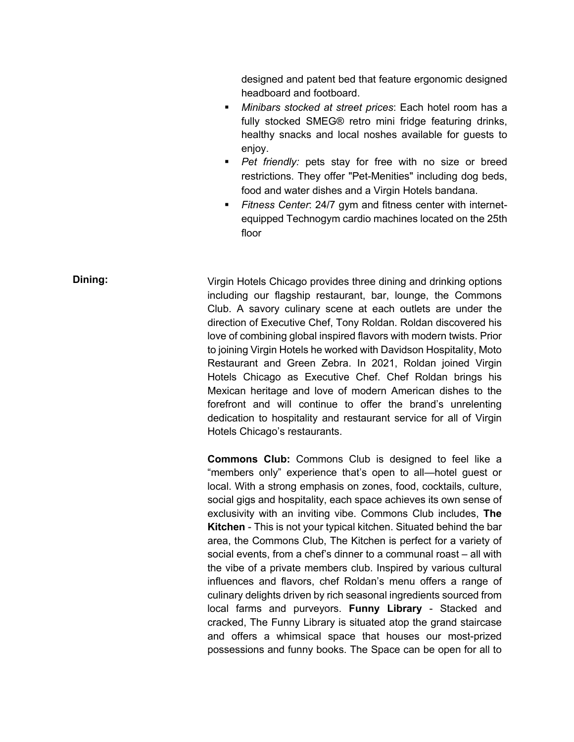designed and patent bed that feature ergonomic designed headboard and footboard.

- *Minibars stocked at street prices*: Each hotel room has a fully stocked SMEG® retro mini fridge featuring drinks, healthy snacks and local noshes available for guests to enjoy.
- *Pet friendly:* pets stay for free with no size or breed restrictions. They offer "Pet-Menities" including dog beds, food and water dishes and a Virgin Hotels bandana.
- *Fitness Center*: 24/7 gym and fitness center with internet-equipped Technogym cardio machines located on the 25th floor

**Dining:**

Virgin Hotels Chicago provides three dining and drinking options including our flagship restaurant, bar, lounge, the Commons Club. A savory culinary scene at each outlets are under the direction of Executive Chef, Tony Roldan. Roldan discovered his love of combining global inspired flavors with modern twists. Prior to joining Virgin Hotels he worked with Davidson Hospitality, Moto Restaurant and Green Zebra. In 2021, Roldan joined Virgin Hotels Chicago as Executive Chef. Chef Roldan brings his Mexican heritage and love of modern American dishes to the forefront and will continue to offer the brand's unrelenting dedication to hospitality and restaurant service for all of Virgin Hotels Chicago's restaurants.

**Commons Club:** Commons Club is designed to feel like a "members only" experience that's open to all—hotel guest or local. With a strong emphasis on zones, food, cocktails, culture, social gigs and hospitality, each space achieves its own sense of exclusivity with an inviting vibe. Commons Club includes, **The Kitchen** - This is not your typical kitchen. Situated behind the bar area, the Commons Club, The Kitchen is perfect for a variety of social events, from a chef's dinner to a communal roast – all with the vibe of a private members club. Inspired by various cultural influences and flavors, chef Roldan's menu offers a range of culinary delights driven by rich seasonal ingredients sourced from local farms and purveyors. **Funny Library** - Stacked and cracked, The Funny Library is situated atop the grand staircase and offers a whimsical space that houses our most-prized possessions and funny books. The Space can be open for all to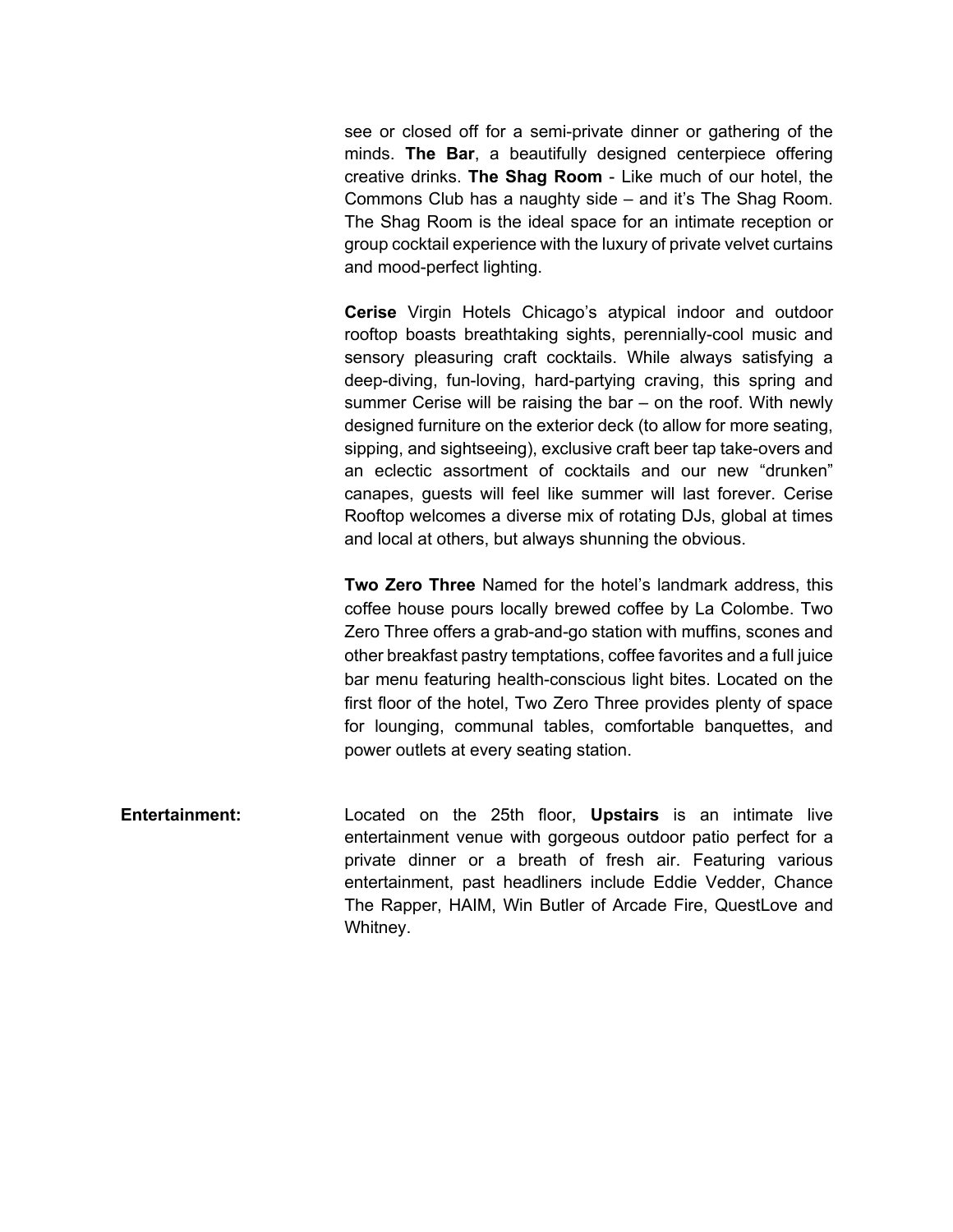see or closed off for a semi-private dinner or gathering of the minds. **The Bar**, a beautifully designed centerpiece offering creative drinks. **The Shag Room** - Like much of our hotel, the Commons Club has a naughty side – and it's The Shag Room. The Shag Room is the ideal space for an intimate reception or group cocktail experience with the luxury of private velvet curtains and mood-perfect lighting.

**Cerise** Virgin Hotels Chicago's atypical indoor and outdoor rooftop boasts breathtaking sights, perennially-cool music and sensory pleasuring craft cocktails. While always satisfying a deep-diving, fun-loving, hard-partying craving, this spring and summer Cerise will be raising the bar – on the roof. With newly designed furniture on the exterior deck (to allow for more seating, sipping, and sightseeing), exclusive craft beer tap take-overs and an eclectic assortment of cocktails and our new "drunken" canapes, guests will feel like summer will last forever. Cerise Rooftop welcomes a diverse mix of rotating DJs, global at times and local at others, but always shunning the obvious.

**Two Zero Three** Named for the hotel's landmark address, this coffee house pours locally brewed coffee by La Colombe. Two Zero Three offers a grab-and-go station with muffins, scones and other breakfast pastry temptations, coffee favorites and a full juice bar menu featuring health-conscious light bites. Located on the first floor of the hotel, Two Zero Three provides plenty of space for lounging, communal tables, comfortable banquettes, and power outlets at every seating station.

**Entertainment:** Located on the 25th floor, **Upstairs** is an intimate live entertainment venue with gorgeous outdoor patio perfect for a private dinner or a breath of fresh air. Featuring various entertainment, past headliners include Eddie Vedder, Chance The Rapper, HAIM, Win Butler of Arcade Fire, QuestLove and Whitney.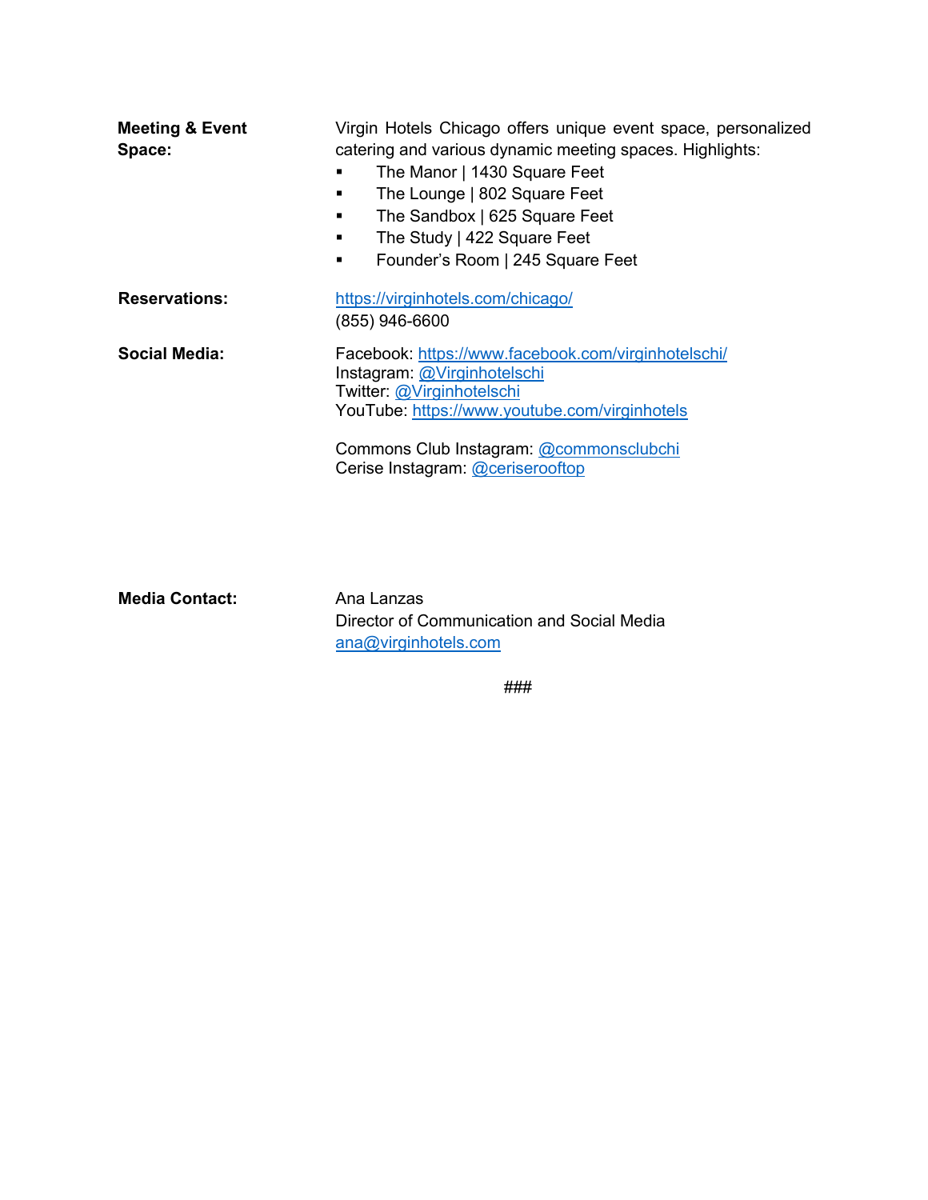**Meeting & Event Space:** Virgin Hotels Chicago offers unique event space, personalized catering and various dynamic meeting spaces. Highlights:

- The Manor | 1430 Square Feet
- The Lounge | 802 Square Feet
- The Sandbox | 625 Square Feet
- The Study | 422 Square Feet
- Founder's Room | 245 Square Feet

**Reservations:** https://virginhotels.com/chicago/
(855) 946-6600

**Social Media:** Facebook: https://www.facebook.com/virginhotelschi/
Instagram: @Virginhotelschi
Twitter: @Virginhotelschi
YouTube: https://www.youtube.com/virginhotels

Commons Club Instagram: @commonsclubchi
Cerise Instagram: @ceriserooftop

**Media Contact:** Ana Lanzas
Director of Communication and Social Media
ana@virginhotels.com

###